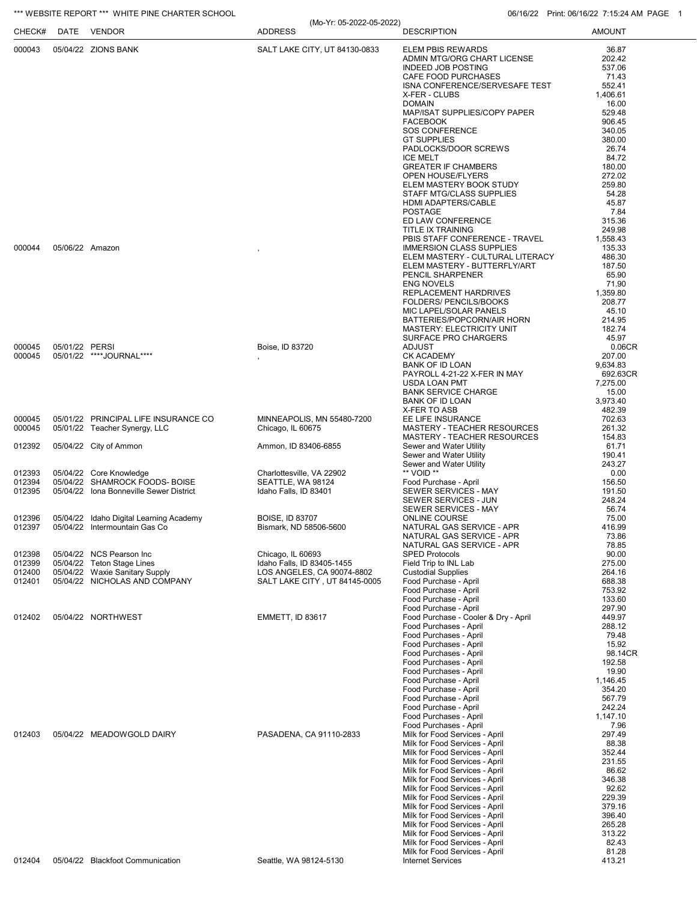*** WEBSITE REPORT *** WHITE PINE CHARTER SCHOOL

(Mo-Yr: 05-2022-05-2022)

06/16/22 Print: 06/16/22 7:15:24 AM

| CHECK# | DATE | VENDOR | ADDRESS | DESCRIPTION | AMOUNT |
|---|---|---|---|---|---|
| 000043 | 05/04/22 | ZIONS BANK | SALT LAKE CITY, UT 84130-0833 | ELEM PBIS REWARDS | 36.87 |
| | | | | ADMIN MTG/ORG CHART LICENSE | 202.42 |
| | | | | INDEED JOB POSTING | 537.06 |
| | | | | CAFE FOOD PURCHASES | 71.43 |
| | | | | ISNA CONFERENCE/SERVESAFE TEST | 552.41 |
| | | | | X-FER - CLUBS | 1,406.61 |
| | | | | DOMAIN | 16.00 |
| | | | | MAP/ISAT SUPPLIES/COPY PAPER | 529.48 |
| | | | | FACEBOOK | 906.45 |
| | | | | SOS CONFERENCE | 340.05 |
| | | | | GT SUPPLIES | 380.00 |
| | | | | PADLOCKS/DOOR SCREWS | 26.74 |
| | | | | ICE MELT | 84.72 |
| | | | | GREATER IF CHAMBERS | 180.00 |
| | | | | OPEN HOUSE/FLYERS | 272.02 |
| | | | | ELEM MASTERY BOOK STUDY | 259.80 |
| | | | | STAFF MTG/CLASS SUPPLIES | 54.28 |
| | | | | HDMI ADAPTERS/CABLE | 45.87 |
| | | | | POSTAGE | 7.84 |
| | | | | ED LAW CONFERENCE | 315.36 |
| | | | | TITLE IX TRAINING | 249.98 |
| | | | | PBIS STAFF CONFERENCE - TRAVEL | 1,558.43 |
| 000044 | 05/06/22 | Amazon | , | IMMERSION CLASS SUPPLIES | 135.33 |
| | | | | ELEM MASTERY - CULTURAL LITERACY | 486.30 |
| | | | | ELEM MASTERY - BUTTERFLY/ART | 187.50 |
| | | | | PENCIL SHARPENER | 65.90 |
| | | | | ENG NOVELS | 71.90 |
| | | | | REPLACEMENT HARDRIVES | 1,359.80 |
| | | | | FOLDERS/ PENCILS/BOOKS | 208.77 |
| | | | | MIC LAPEL/SOLAR PANELS | 45.10 |
| | | | | BATTERIES/POPCORN/AIR HORN | 214.95 |
| | | | | MASTERY: ELECTRICITY UNIT | 182.74 |
| | | | | SURFACE PRO CHARGERS | 45.97 |
| 000045 | 05/01/22 | PERSI | Boise, ID 83720 | ADJUST | 0.06CR |
| 000045 | 05/01/22 | ****JOURNAL**** | , | CK ACADEMY | 207.00 |
| | | | | BANK OF ID LOAN | 9,634.83 |
| | | | | PAYROLL 4-21-22 X-FER IN MAY | 692.63CR |
| | | | | USDA LOAN PMT | 7,275.00 |
| | | | | BANK SERVICE CHARGE | 15.00 |
| | | | | BANK OF ID LOAN | 3,973.40 |
| | | | | X-FER TO ASB | 482.39 |
| 000045 | 05/01/22 | PRINCIPAL LIFE INSURANCE CO | MINNEAPOLIS, MN 55480-7200 | EE LIFE INSURANCE | 702.63 |
| 000045 | 05/01/22 | Teacher Synergy, LLC | Chicago, IL 60675 | MASTERY - TEACHER RESOURCES | 261.32 |
| | | | | MASTERY - TEACHER RESOURCES | 154.83 |
| 012392 | 05/04/22 | City of Ammon | Ammon, ID 83406-6855 | Sewer and Water Utility | 61.71 |
| | | | | Sewer and Water Utility | 190.41 |
| | | | | Sewer and Water Utility | 243.27 |
| 012393 | 05/04/22 | Core Knowledge | Charlottesville, VA 22902 | ** VOID ** | 0.00 |
| 012394 | 05/04/22 | SHAMROCK FOODS- BOISE | SEATTLE, WA 98124 | Food Purchase - April | 156.50 |
| 012395 | 05/04/22 | Iona Bonneville Sewer District | Idaho Falls, ID 83401 | SEWER SERVICES - MAY | 191.50 |
| | | | | SEWER SERVICES - JUN | 248.24 |
| | | | | SEWER SERVICES - MAY | 56.74 |
| 012396 | 05/04/22 | Idaho Digital Learning Academy | BOISE, ID 83707 | ONLINE COURSE | 75.00 |
| 012397 | 05/04/22 | Intermountain Gas Co | Bismark, ND 58506-5600 | NATURAL GAS SERVICE - APR | 416.99 |
| | | | | NATURAL GAS SERVICE - APR | 73.86 |
| | | | | NATURAL GAS SERVICE - APR | 78.85 |
| 012398 | 05/04/22 | NCS Pearson Inc | Chicago, IL 60693 | SPED Protocols | 90.00 |
| 012399 | 05/04/22 | Teton Stage Lines | Idaho Falls, ID 83405-1455 | Field Trip to INL Lab | 275.00 |
| 012400 | 05/04/22 | Waxie Sanitary Supply | LOS ANGELES, CA 90074-8802 | Custodial Supplies | 264.16 |
| 012401 | 05/04/22 | NICHOLAS AND COMPANY | SALT LAKE CITY , UT 84145-0005 | Food Purchase - April | 688.38 |
| | | | | Food Purchase - April | 753.92 |
| | | | | Food Purchase - April | 133.60 |
| | | | | Food Purchase - April | 297.90 |
| 012402 | 05/04/22 | NORTHWEST | EMMETT, ID 83617 | Food Purchase - Cooler & Dry - April | 449.97 |
| | | | | Food Purchases - April | 288.12 |
| | | | | Food Purchases - April | 79.48 |
| | | | | Food Purchases - April | 15.92 |
| | | | | Food Purchases - April | 98.14CR |
| | | | | Food Purchases - April | 192.58 |
| | | | | Food Purchases - April | 19.90 |
| | | | | Food Purchase - April | 1,146.45 |
| | | | | Food Purchase - April | 354.20 |
| | | | | Food Purchase - April | 567.79 |
| | | | | Food Purchase - April | 242.24 |
| | | | | Food Purchases - April | 1,147.10 |
| | | | | Food Purchases - April | 7.96 |
| 012403 | 05/04/22 | MEADOWGOLD DAIRY | PASADENA, CA 91110-2833 | Milk for Food Services - April | 297.49 |
| | | | | Milk for Food Services - April | 88.38 |
| | | | | Milk for Food Services - April | 352.44 |
| | | | | Milk for Food Services - April | 231.55 |
| | | | | Milk for Food Services - April | 86.62 |
| | | | | Milk for Food Services - April | 346.38 |
| | | | | Milk for Food Services - April | 92.62 |
| | | | | Milk for Food Services - April | 229.39 |
| | | | | Milk for Food Services - April | 379.16 |
| | | | | Milk for Food Services - April | 396.40 |
| | | | | Milk for Food Services - April | 265.28 |
| | | | | Milk for Food Services - April | 313.22 |
| | | | | Milk for Food Services - April | 82.43 |
| | | | | Milk for Food Services - April | 81.28 |
| 012404 | 05/04/22 | Blackfoot Communication | Seattle, WA 98124-5130 | Internet Services | 413.21 |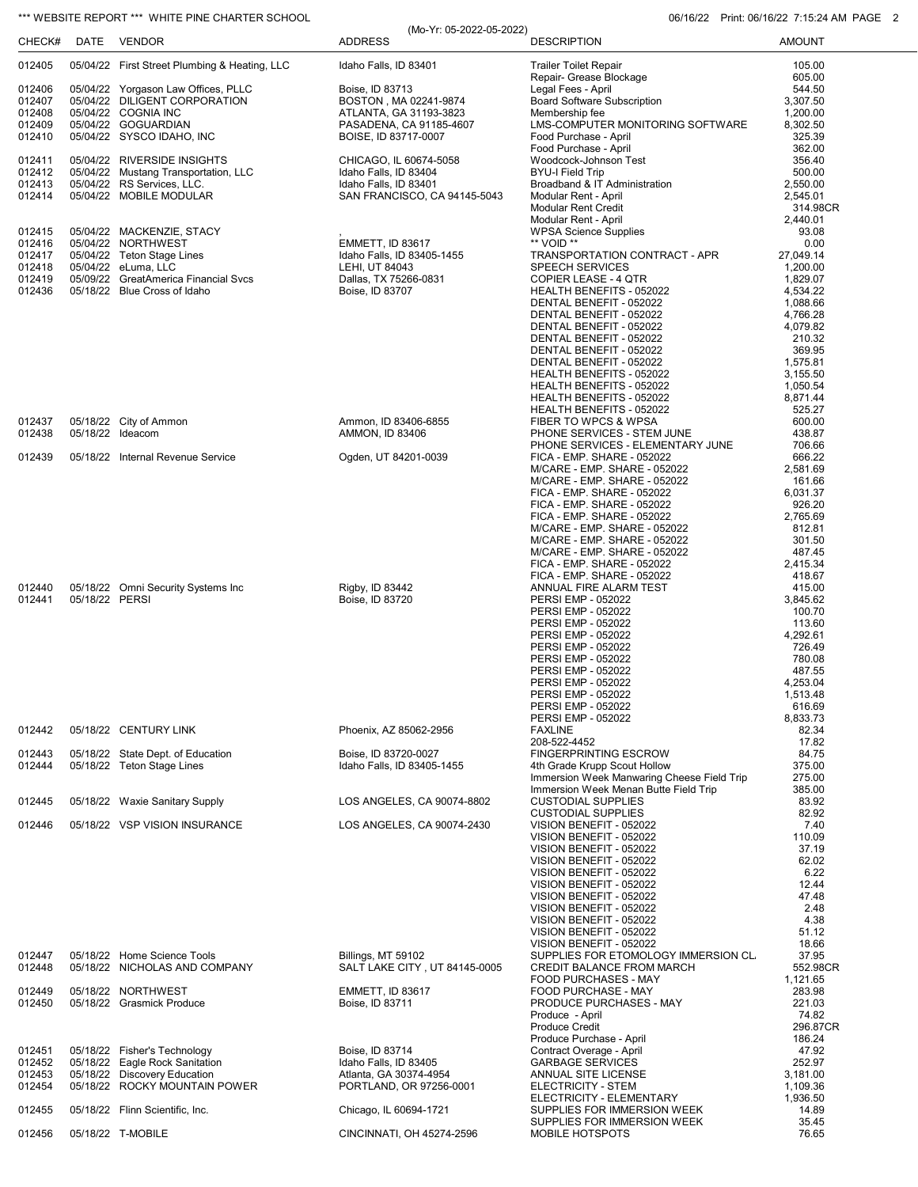*** WEBSITE REPORT *** WHITE PINE CHARTER SCHOOL

(Mo-Yr: 05-2022-05-2022)

| CHECK# | DATE | VENDOR | ADDRESS | DESCRIPTION | AMOUNT |
|---|---|---|---|---|---|
| 012405 | 05/04/22 | First Street Plumbing & Heating, LLC | Idaho Falls, ID 83401 | Trailer Toilet Repair | 105.00 |
| | | | | Repair- Grease Blockage | 605.00 |
| 012406 | 05/04/22 | Yorgason Law Offices, PLLC | Boise, ID 83713 | Legal Fees - April | 544.50 |
| 012407 | 05/04/22 | DILIGENT CORPORATION | BOSTON , MA 02241-9874 | Board Software Subscription | 3,307.50 |
| 012408 | 05/04/22 | COGNIA INC | ATLANTA, GA 31193-3823 | Membership fee | 1,200.00 |
| 012409 | 05/04/22 | GOGUARDIAN | PASADENA, CA 91185-4607 | LMS-COMPUTER MONITORING SOFTWARE | 8,302.50 |
| 012410 | 05/04/22 | SYSCO IDAHO, INC | BOISE, ID 83717-0007 | Food Purchase - April | 325.39 |
| | | | | Food Purchase - April | 362.00 |
| 012411 | 05/04/22 | RIVERSIDE INSIGHTS | CHICAGO, IL 60674-5058 | Woodcock-Johnson Test | 356.40 |
| 012412 | 05/04/22 | Mustang Transportation, LLC | Idaho Falls, ID 83404 | BYU-I Field Trip | 500.00 |
| 012413 | 05/04/22 | RS Services, LLC. | Idaho Falls, ID 83401 | Broadband & IT Administration | 2,550.00 |
| 012414 | 05/04/22 | MOBILE MODULAR | SAN FRANCISCO, CA 94145-5043 | Modular Rent - April | 2,545.01 |
| | | | | Modular Rent Credit | 314.98CR |
| | | | | Modular Rent - April | 2,440.01 |
| 012415 | 05/04/22 | MACKENZIE, STACY | , | WPSA Science Supplies | 93.08 |
| 012416 | 05/04/22 | NORTHWEST | EMMETT, ID 83617 | ** VOID ** | 0.00 |
| 012417 | 05/04/22 | Teton Stage Lines | Idaho Falls, ID 83405-1455 | TRANSPORTATION CONTRACT - APR | 27,049.14 |
| 012418 | 05/04/22 | eLuma, LLC | LEHI, UT 84043 | SPEECH SERVICES | 1,200.00 |
| 012419 | 05/09/22 | GreatAmerica Financial Svcs | Dallas, TX 75266-0831 | COPIER LEASE - 4 QTR | 1,829.07 |
| 012436 | 05/18/22 | Blue Cross of Idaho | Boise, ID 83707 | HEALTH BENEFITS - 052022 | 4,534.22 |
| | | | | DENTAL BENEFIT - 052022 | 1,088.66 |
| | | | | DENTAL BENEFIT - 052022 | 4,766.28 |
| | | | | DENTAL BENEFIT - 052022 | 4,079.82 |
| | | | | DENTAL BENEFIT - 052022 | 210.32 |
| | | | | DENTAL BENEFIT - 052022 | 369.95 |
| | | | | DENTAL BENEFIT - 052022 | 1,575.81 |
| | | | | HEALTH BENEFITS - 052022 | 3,155.50 |
| | | | | HEALTH BENEFITS - 052022 | 1,050.54 |
| | | | | HEALTH BENEFITS - 052022 | 8,871.44 |
| | | | | HEALTH BENEFITS - 052022 | 525.27 |
| 012437 | 05/18/22 | City of Ammon | Ammon, ID 83406-6855 | FIBER TO WPCS & WPSA | 600.00 |
| 012438 | 05/18/22 | Ideacom | AMMON, ID 83406 | PHONE SERVICES - STEM JUNE | 438.87 |
| | | | | PHONE SERVICES - ELEMENTARY JUNE | 706.66 |
| 012439 | 05/18/22 | Internal Revenue Service | Ogden, UT 84201-0039 | FICA - EMP. SHARE - 052022 | 666.22 |
| | | | | M/CARE - EMP. SHARE - 052022 | 2,581.69 |
| | | | | M/CARE - EMP. SHARE - 052022 | 161.66 |
| | | | | FICA - EMP. SHARE - 052022 | 6,031.37 |
| | | | | FICA - EMP. SHARE - 052022 | 926.20 |
| | | | | FICA - EMP. SHARE - 052022 | 2,765.69 |
| | | | | M/CARE - EMP. SHARE - 052022 | 812.81 |
| | | | | M/CARE - EMP. SHARE - 052022 | 301.50 |
| | | | | M/CARE - EMP. SHARE - 052022 | 487.45 |
| | | | | FICA - EMP. SHARE - 052022 | 2,415.34 |
| | | | | FICA - EMP. SHARE - 052022 | 418.67 |
| 012440 | 05/18/22 | Omni Security Systems Inc | Rigby, ID 83442 | ANNUAL FIRE ALARM TEST | 415.00 |
| 012441 | 05/18/22 | PERSI | Boise, ID 83720 | PERSI EMP - 052022 | 3,845.62 |
| | | | | PERSI EMP - 052022 | 100.70 |
| | | | | PERSI EMP - 052022 | 113.60 |
| | | | | PERSI EMP - 052022 | 4,292.61 |
| | | | | PERSI EMP - 052022 | 726.49 |
| | | | | PERSI EMP - 052022 | 780.08 |
| | | | | PERSI EMP - 052022 | 487.55 |
| | | | | PERSI EMP - 052022 | 4,253.04 |
| | | | | PERSI EMP - 052022 | 1,513.48 |
| | | | | PERSI EMP - 052022 | 616.69 |
| | | | | PERSI EMP - 052022 | 8,833.73 |
| 012442 | 05/18/22 | CENTURY LINK | Phoenix, AZ 85062-2956 | FAXLINE | 82.34 |
| | | | | 208-522-4452 | 17.82 |
| 012443 | 05/18/22 | State Dept. of Education | Boise, ID 83720-0027 | FINGERPRINTING ESCROW | 84.75 |
| 012444 | 05/18/22 | Teton Stage Lines | Idaho Falls, ID 83405-1455 | 4th Grade Krupp Scout Hollow | 375.00 |
| | | | | Immersion Week Manwaring Cheese Field Trip | 275.00 |
| | | | | Immersion Week Menan Butte Field Trip | 385.00 |
| 012445 | 05/18/22 | Waxie Sanitary Supply | LOS ANGELES, CA 90074-8802 | CUSTODIAL SUPPLIES | 83.92 |
| | | | | CUSTODIAL SUPPLIES | 82.92 |
| 012446 | 05/18/22 | VSP VISION INSURANCE | LOS ANGELES, CA 90074-2430 | VISION BENEFIT - 052022 | 7.40 |
| | | | | VISION BENEFIT - 052022 | 110.09 |
| | | | | VISION BENEFIT - 052022 | 37.19 |
| | | | | VISION BENEFIT - 052022 | 62.02 |
| | | | | VISION BENEFIT - 052022 | 6.22 |
| | | | | VISION BENEFIT - 052022 | 12.44 |
| | | | | VISION BENEFIT - 052022 | 47.48 |
| | | | | VISION BENEFIT - 052022 | 2.48 |
| | | | | VISION BENEFIT - 052022 | 4.38 |
| | | | | VISION BENEFIT - 052022 | 51.12 |
| | | | | VISION BENEFIT - 052022 | 18.66 |
| 012447 | 05/18/22 | Home Science Tools | Billings, MT 59102 | SUPPLIES FOR ETOMOLOGY IMMERSION CL | 37.95 |
| 012448 | 05/18/22 | NICHOLAS AND COMPANY | SALT LAKE CITY , UT 84145-0005 | CREDIT BALANCE FROM MARCH | 552.98CR |
| | | | | FOOD PURCHASES - MAY | 1,121.65 |
| 012449 | 05/18/22 | NORTHWEST | EMMETT, ID 83617 | FOOD PURCHASE - MAY | 283.98 |
| 012450 | 05/18/22 | Grasmick Produce | Boise, ID 83711 | PRODUCE PURCHASES - MAY | 221.03 |
| | | | | Produce - April | 74.82 |
| | | | | Produce Credit | 296.87CR |
| | | | | Produce Purchase - April | 186.24 |
| 012451 | 05/18/22 | Fisher's Technology | Boise, ID 83714 | Contract Overage - April | 47.92 |
| 012452 | 05/18/22 | Eagle Rock Sanitation | Idaho Falls, ID 83405 | GARBAGE SERVICES | 252.97 |
| 012453 | 05/18/22 | Discovery Education | Atlanta, GA 30374-4954 | ANNUAL SITE LICENSE | 3,181.00 |
| 012454 | 05/18/22 | ROCKY MOUNTAIN POWER | PORTLAND, OR 97256-0001 | ELECTRICITY - STEM | 1,109.36 |
| | | | | ELECTRICITY - ELEMENTARY | 1,936.50 |
| 012455 | 05/18/22 | Flinn Scientific, Inc. | Chicago, IL 60694-1721 | SUPPLIES FOR IMMERSION WEEK | 14.89 |
| | | | | SUPPLIES FOR IMMERSION WEEK | 35.45 |
| 012456 | 05/18/22 | T-MOBILE | CINCINNATI, OH 45274-2596 | MOBILE HOTSPOTS | 76.65 |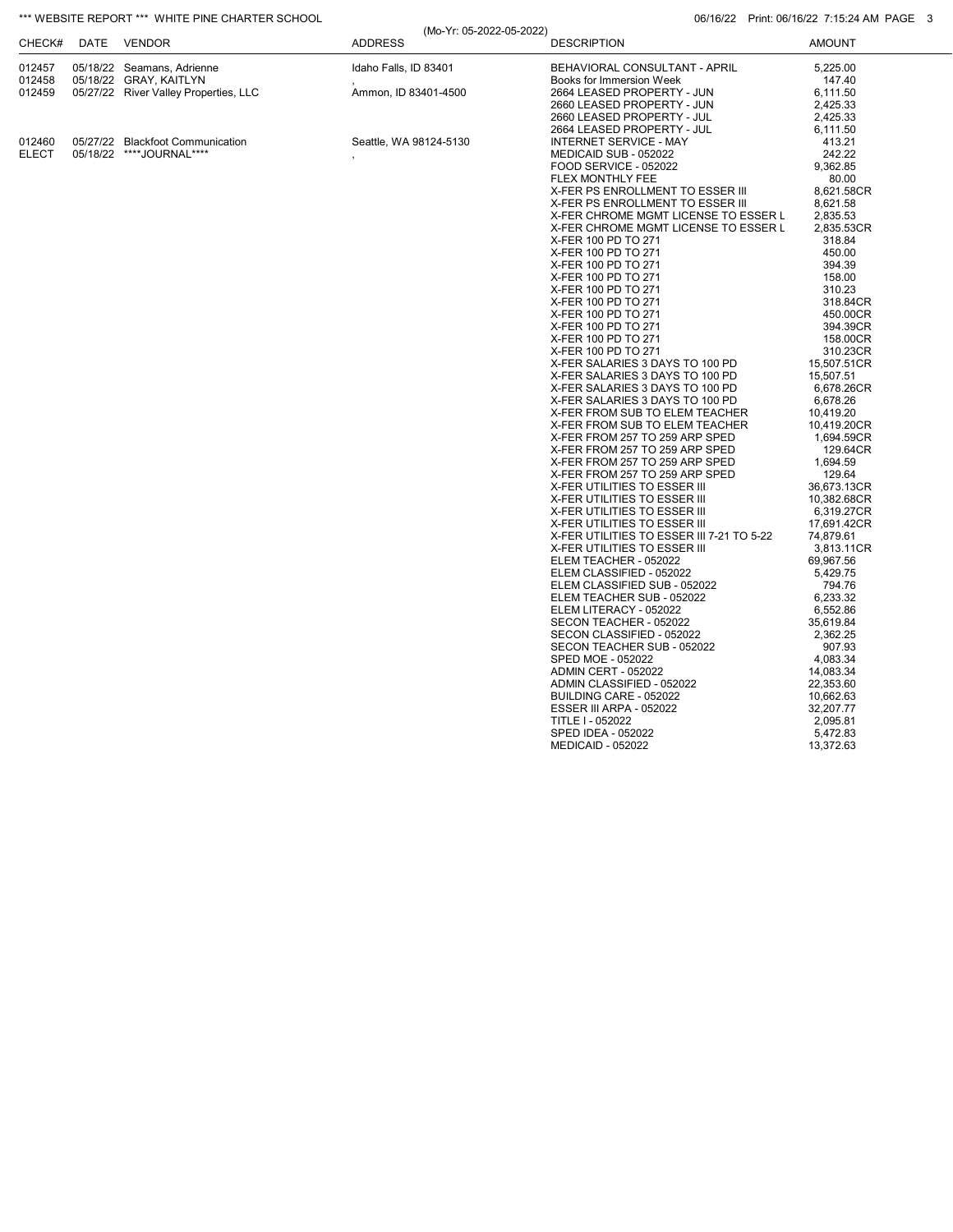| CHECK# | DATE | VENDOR | ADDRESS | DESCRIPTION | AMOUNT |
|---|---|---|---|---|---|
| 012457 | 05/18/22 | Seamans, Adrienne | Idaho Falls, ID 83401 | BEHAVIORAL CONSULTANT - APRIL | 5,225.00 |
| 012458 | 05/18/22 | GRAY, KAITLYN | , | Books for Immersion Week | 147.40 |
| 012459 | 05/27/22 | River Valley Properties, LLC | Ammon, ID 83401-4500 | 2664 LEASED PROPERTY - JUN | 6,111.50 |
| | | | | 2660 LEASED PROPERTY - JUN | 2,425.33 |
| | | | | 2660 LEASED PROPERTY - JUL | 2,425.33 |
| | | | | 2664 LEASED PROPERTY - JUL | 6,111.50 |
| 012460 | 05/27/22 | Blackfoot Communication | Seattle, WA 98124-5130 | INTERNET SERVICE - MAY | 413.21 |
| ELECT | 05/18/22 | ****JOURNAL**** | , | MEDICAID SUB - 052022 | 242.22 |
| | | | | FOOD SERVICE - 052022 | 9,362.85 |
| | | | | FLEX MONTHLY FEE | 80.00 |
| | | | | X-FER PS ENROLLMENT TO ESSER III | 8,621.58CR |
| | | | | X-FER PS ENROLLMENT TO ESSER III | 8,621.58 |
| | | | | X-FER CHROME MGMT LICENSE TO ESSER L | 2,835.53 |
| | | | | X-FER CHROME MGMT LICENSE TO ESSER L | 2,835.53CR |
| | | | | X-FER 100 PD TO 271 | 318.84 |
| | | | | X-FER 100 PD TO 271 | 450.00 |
| | | | | X-FER 100 PD TO 271 | 394.39 |
| | | | | X-FER 100 PD TO 271 | 158.00 |
| | | | | X-FER 100 PD TO 271 | 310.23 |
| | | | | X-FER 100 PD TO 271 | 318.84CR |
| | | | | X-FER 100 PD TO 271 | 450.00CR |
| | | | | X-FER 100 PD TO 271 | 394.39CR |
| | | | | X-FER 100 PD TO 271 | 158.00CR |
| | | | | X-FER 100 PD TO 271 | 310.23CR |
| | | | | X-FER SALARIES 3 DAYS TO 100 PD | 15,507.51CR |
| | | | | X-FER SALARIES 3 DAYS TO 100 PD | 15,507.51 |
| | | | | X-FER SALARIES 3 DAYS TO 100 PD | 6,678.26CR |
| | | | | X-FER SALARIES 3 DAYS TO 100 PD | 6,678.26 |
| | | | | X-FER FROM SUB TO ELEM TEACHER | 10,419.20 |
| | | | | X-FER FROM SUB TO ELEM TEACHER | 10,419.20CR |
| | | | | X-FER FROM 257 TO 259 ARP SPED | 1,694.59CR |
| | | | | X-FER FROM 257 TO 259 ARP SPED | 129.64CR |
| | | | | X-FER FROM 257 TO 259 ARP SPED | 1,694.59 |
| | | | | X-FER FROM 257 TO 259 ARP SPED | 129.64 |
| | | | | X-FER UTILITIES TO ESSER III | 36,673.13CR |
| | | | | X-FER UTILITIES TO ESSER III | 10,382.68CR |
| | | | | X-FER UTILITIES TO ESSER III | 6,319.27CR |
| | | | | X-FER UTILITIES TO ESSER III | 17,691.42CR |
| | | | | X-FER UTILITIES TO ESSER III 7-21 TO 5-22 | 74,879.61 |
| | | | | X-FER UTILITIES TO ESSER III | 3,813.11CR |
| | | | | ELEM TEACHER - 052022 | 69,967.56 |
| | | | | ELEM CLASSIFIED - 052022 | 5,429.75 |
| | | | | ELEM CLASSIFIED SUB - 052022 | 794.76 |
| | | | | ELEM TEACHER SUB - 052022 | 6,233.32 |
| | | | | ELEM LITERACY - 052022 | 6,552.86 |
| | | | | SECON TEACHER - 052022 | 35,619.84 |
| | | | | SECON CLASSIFIED - 052022 | 2,362.25 |
| | | | | SECON TEACHER SUB - 052022 | 907.93 |
| | | | | SPED MOE - 052022 | 4,083.34 |
| | | | | ADMIN CERT - 052022 | 14,083.34 |
| | | | | ADMIN CLASSIFIED - 052022 | 22,353.60 |
| | | | | BUILDING CARE - 052022 | 10,662.63 |
| | | | | ESSER III ARPA - 052022 | 32,207.77 |
| | | | | TITLE I - 052022 | 2,095.81 |
| | | | | SPED IDEA - 052022 | 5,472.83 |
| | | | | MEDICAID - 052022 | 13,372.63 |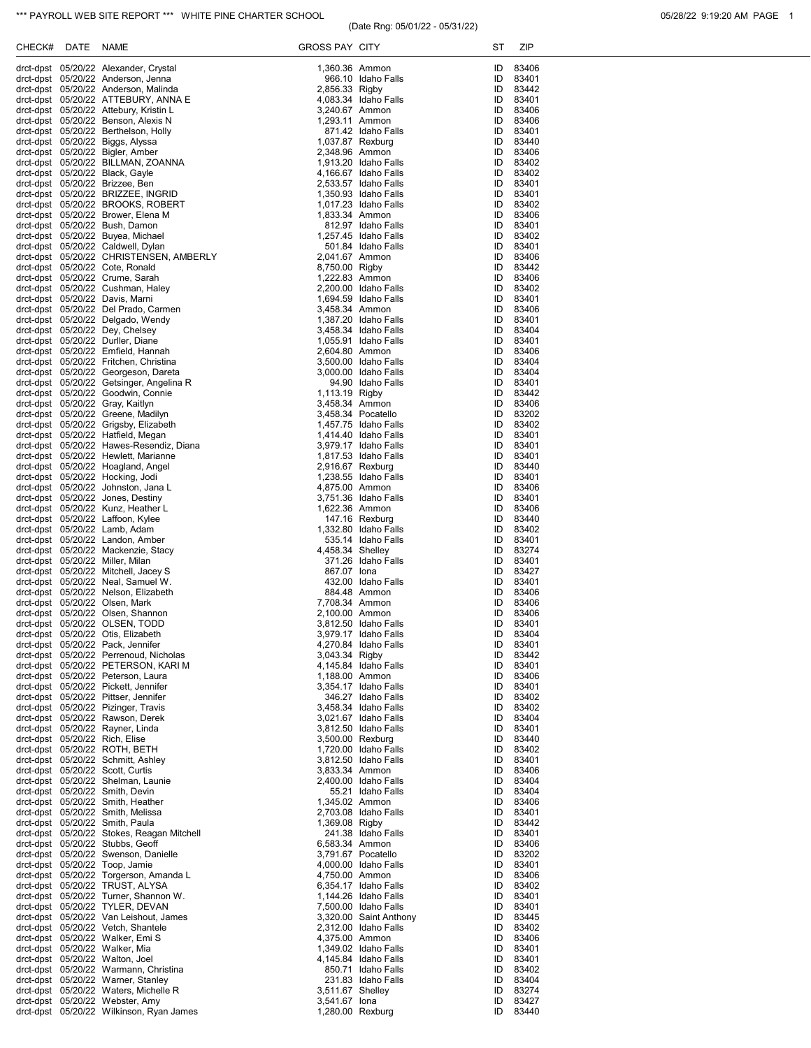*** PAYROLL WEB SITE REPORT *** WHITE PINE CHARTER SCHOOL

(Date Rng: 05/01/22 - 05/31/22)

05/28/22 9:19:20 AM PAGE 1

| CHECK# | DATE | NAME | GROSS PAY | CITY | ST | ZIP |
|---|---|---|---|---|---|---|
| drct-dpst | 05/20/22 | Alexander, Crystal | 1,360.36 | Ammon | ID | 83406 |
| drct-dpst | 05/20/22 | Anderson, Jenna | 966.10 | Idaho Falls | ID | 83401 |
| drct-dpst | 05/20/22 | Anderson, Malinda | 2,856.33 | Rigby | ID | 83442 |
| drct-dpst | 05/20/22 | ATTEBURY, ANNA E | 4,083.34 | Idaho Falls | ID | 83401 |
| drct-dpst | 05/20/22 | Attebury, Kristin L | 3,240.67 | Ammon | ID | 83406 |
| drct-dpst | 05/20/22 | Benson, Alexis N | 1,293.11 | Ammon | ID | 83406 |
| drct-dpst | 05/20/22 | Berthelson, Holly | 871.42 | Idaho Falls | ID | 83401 |
| drct-dpst | 05/20/22 | Biggs, Alyssa | 1,037.87 | Rexburg | ID | 83440 |
| drct-dpst | 05/20/22 | Bigler, Amber | 2,348.96 | Ammon | ID | 83406 |
| drct-dpst | 05/20/22 | BILLMAN, ZOANNA | 1,913.20 | Idaho Falls | ID | 83402 |
| drct-dpst | 05/20/22 | Black, Gayle | 4,166.67 | Idaho Falls | ID | 83402 |
| drct-dpst | 05/20/22 | Brizzee, Ben | 2,533.57 | Idaho Falls | ID | 83401 |
| drct-dpst | 05/20/22 | BRIZZEE, INGRID | 1,350.93 | Idaho Falls | ID | 83401 |
| drct-dpst | 05/20/22 | BROOKS, ROBERT | 1,017.23 | Idaho Falls | ID | 83402 |
| drct-dpst | 05/20/22 | Brower, Elena M | 1,833.34 | Ammon | ID | 83406 |
| drct-dpst | 05/20/22 | Bush, Damon | 812.97 | Idaho Falls | ID | 83401 |
| drct-dpst | 05/20/22 | Buyea, Michael | 1,257.45 | Idaho Falls | ID | 83402 |
| drct-dpst | 05/20/22 | Caldwell, Dylan | 501.84 | Idaho Falls | ID | 83401 |
| drct-dpst | 05/20/22 | CHRISTENSEN, AMBERLY | 2,041.67 | Ammon | ID | 83406 |
| drct-dpst | 05/20/22 | Cote, Ronald | 8,750.00 | Rigby | ID | 83442 |
| drct-dpst | 05/20/22 | Crume, Sarah | 1,222.83 | Ammon | ID | 83406 |
| drct-dpst | 05/20/22 | Cushman, Haley | 2,200.00 | Idaho Falls | ID | 83402 |
| drct-dpst | 05/20/22 | Davis, Marni | 1,694.59 | Idaho Falls | ID | 83401 |
| drct-dpst | 05/20/22 | Del Prado, Carmen | 3,458.34 | Ammon | ID | 83406 |
| drct-dpst | 05/20/22 | Delgado, Wendy | 1,387.20 | Idaho Falls | ID | 83401 |
| drct-dpst | 05/20/22 | Dey, Chelsey | 3,458.34 | Idaho Falls | ID | 83404 |
| drct-dpst | 05/20/22 | Durller, Diane | 1,055.91 | Idaho Falls | ID | 83401 |
| drct-dpst | 05/20/22 | Emfield, Hannah | 2,604.80 | Ammon | ID | 83406 |
| drct-dpst | 05/20/22 | Fritchen, Christina | 3,500.00 | Idaho Falls | ID | 83404 |
| drct-dpst | 05/20/22 | Georgeson, Dareta | 3,000.00 | Idaho Falls | ID | 83404 |
| drct-dpst | 05/20/22 | Getsinger, Angelina R | 94.90 | Idaho Falls | ID | 83401 |
| drct-dpst | 05/20/22 | Goodwin, Connie | 1,113.19 | Rigby | ID | 83442 |
| drct-dpst | 05/20/22 | Gray, Kaitlyn | 3,458.34 | Ammon | ID | 83406 |
| drct-dpst | 05/20/22 | Greene, Madilyn | 3,458.34 | Pocatello | ID | 83202 |
| drct-dpst | 05/20/22 | Grigsby, Elizabeth | 1,457.75 | Idaho Falls | ID | 83402 |
| drct-dpst | 05/20/22 | Hatfield, Megan | 1,414.40 | Idaho Falls | ID | 83401 |
| drct-dpst | 05/20/22 | Hawes-Resendiz, Diana | 3,979.17 | Idaho Falls | ID | 83401 |
| drct-dpst | 05/20/22 | Hewlett, Marianne | 1,817.53 | Idaho Falls | ID | 83401 |
| drct-dpst | 05/20/22 | Hoagland, Angel | 2,916.67 | Rexburg | ID | 83440 |
| drct-dpst | 05/20/22 | Hocking, Jodi | 1,238.55 | Idaho Falls | ID | 83401 |
| drct-dpst | 05/20/22 | Johnston, Jana L | 4,875.00 | Ammon | ID | 83406 |
| drct-dpst | 05/20/22 | Jones, Destiny | 3,751.36 | Idaho Falls | ID | 83401 |
| drct-dpst | 05/20/22 | Kunz, Heather L | 1,622.36 | Ammon | ID | 83406 |
| drct-dpst | 05/20/22 | Laffoon, Kylee | 147.16 | Rexburg | ID | 83440 |
| drct-dpst | 05/20/22 | Lamb, Adam | 1,332.80 | Idaho Falls | ID | 83402 |
| drct-dpst | 05/20/22 | Landon, Amber | 535.14 | Idaho Falls | ID | 83401 |
| drct-dpst | 05/20/22 | Mackenzie, Stacy | 4,458.34 | Shelley | ID | 83274 |
| drct-dpst | 05/20/22 | Miller, Milan | 371.26 | Idaho Falls | ID | 83401 |
| drct-dpst | 05/20/22 | Mitchell, Jacey S | 867.07 | Iona | ID | 83427 |
| drct-dpst | 05/20/22 | Neal, Samuel W. | 432.00 | Idaho Falls | ID | 83401 |
| drct-dpst | 05/20/22 | Nelson, Elizabeth | 884.48 | Ammon | ID | 83406 |
| drct-dpst | 05/20/22 | Olsen, Mark | 7,708.34 | Ammon | ID | 83406 |
| drct-dpst | 05/20/22 | Olsen, Shannon | 2,100.00 | Ammon | ID | 83406 |
| drct-dpst | 05/20/22 | OLSEN, TODD | 3,812.50 | Idaho Falls | ID | 83401 |
| drct-dpst | 05/20/22 | Otis, Elizabeth | 3,979.17 | Idaho Falls | ID | 83404 |
| drct-dpst | 05/20/22 | Pack, Jennifer | 4,270.84 | Idaho Falls | ID | 83401 |
| drct-dpst | 05/20/22 | Perrenoud, Nicholas | 3,043.34 | Rigby | ID | 83442 |
| drct-dpst | 05/20/22 | PETERSON, KARI M | 4,145.84 | Idaho Falls | ID | 83401 |
| drct-dpst | 05/20/22 | Peterson, Laura | 1,188.00 | Ammon | ID | 83406 |
| drct-dpst | 05/20/22 | Pickett, Jennifer | 3,354.17 | Idaho Falls | ID | 83401 |
| drct-dpst | 05/20/22 | Pittser, Jennifer | 346.27 | Idaho Falls | ID | 83402 |
| drct-dpst | 05/20/22 | Pizinger, Travis | 3,458.34 | Idaho Falls | ID | 83402 |
| drct-dpst | 05/20/22 | Rawson, Derek | 3,021.67 | Idaho Falls | ID | 83404 |
| drct-dpst | 05/20/22 | Rayner, Linda | 3,812.50 | Idaho Falls | ID | 83401 |
| drct-dpst | 05/20/22 | Rich, Elise | 3,500.00 | Rexburg | ID | 83440 |
| drct-dpst | 05/20/22 | ROTH, BETH | 1,720.00 | Idaho Falls | ID | 83402 |
| drct-dpst | 05/20/22 | Schmitt, Ashley | 3,812.50 | Idaho Falls | ID | 83401 |
| drct-dpst | 05/20/22 | Scott, Curtis | 3,833.34 | Ammon | ID | 83406 |
| drct-dpst | 05/20/22 | Shelman, Launie | 2,400.00 | Idaho Falls | ID | 83404 |
| drct-dpst | 05/20/22 | Smith, Devin | 55.21 | Idaho Falls | ID | 83404 |
| drct-dpst | 05/20/22 | Smith, Heather | 1,345.02 | Ammon | ID | 83406 |
| drct-dpst | 05/20/22 | Smith, Melissa | 2,703.08 | Idaho Falls | ID | 83401 |
| drct-dpst | 05/20/22 | Smith, Paula | 1,369.08 | Rigby | ID | 83442 |
| drct-dpst | 05/20/22 | Stokes, Reagan Mitchell | 241.38 | Idaho Falls | ID | 83401 |
| drct-dpst | 05/20/22 | Stubbs, Geoff | 6,583.34 | Ammon | ID | 83406 |
| drct-dpst | 05/20/22 | Swenson, Danielle | 3,791.67 | Pocatello | ID | 83202 |
| drct-dpst | 05/20/22 | Toop, Jamie | 4,000.00 | Idaho Falls | ID | 83401 |
| drct-dpst | 05/20/22 | Torgerson, Amanda L | 4,750.00 | Ammon | ID | 83406 |
| drct-dpst | 05/20/22 | TRUST, ALYSA | 6,354.17 | Idaho Falls | ID | 83402 |
| drct-dpst | 05/20/22 | Turner, Shannon W. | 1,144.26 | Idaho Falls | ID | 83401 |
| drct-dpst | 05/20/22 | TYLER, DEVAN | 7,500.00 | Idaho Falls | ID | 83401 |
| drct-dpst | 05/20/22 | Van Leishout, James | 3,320.00 | Saint Anthony | ID | 83445 |
| drct-dpst | 05/20/22 | Vetch, Shantele | 2,312.00 | Idaho Falls | ID | 83402 |
| drct-dpst | 05/20/22 | Walker, Emi S | 4,375.00 | Ammon | ID | 83406 |
| drct-dpst | 05/20/22 | Walker, Mia | 1,349.02 | Idaho Falls | ID | 83401 |
| drct-dpst | 05/20/22 | Walton, Joel | 4,145.84 | Idaho Falls | ID | 83401 |
| drct-dpst | 05/20/22 | Warmann, Christina | 850.71 | Idaho Falls | ID | 83402 |
| drct-dpst | 05/20/22 | Warner, Stanley | 231.83 | Idaho Falls | ID | 83404 |
| drct-dpst | 05/20/22 | Waters, Michelle R | 3,511.67 | Shelley | ID | 83274 |
| drct-dpst | 05/20/22 | Webster, Amy | 3,541.67 | Iona | ID | 83427 |
| drct-dpst | 05/20/22 | Wilkinson, Ryan James | 1,280.00 | Rexburg | ID | 83440 |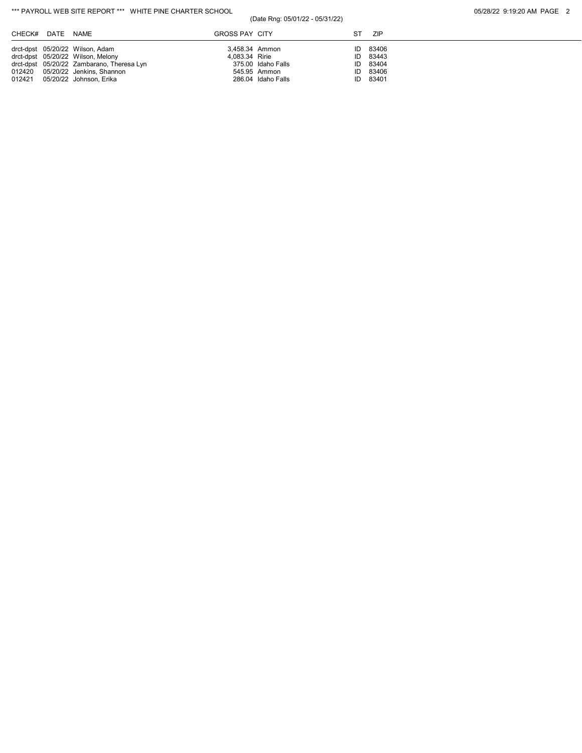| CHECK# | DATE | NAME | GROSS PAY | CITY | ST | ZIP |
|---|---|---|---|---|---|---|
| drct-dpst | 05/20/22 | Wilson, Adam | 3,458.34 | Ammon | ID | 83406 |
| drct-dpst | 05/20/22 | Wilson, Melony | 4,083.34 | Ririe | ID | 83443 |
| drct-dpst | 05/20/22 | Zambarano, Theresa Lyn | 375.00 | Idaho Falls | ID | 83404 |
| 012420 | 05/20/22 | Jenkins, Shannon | 545.95 | Ammon | ID | 83406 |
| 012421 | 05/20/22 | Johnson, Erika | 286.04 | Idaho Falls | ID | 83401 |